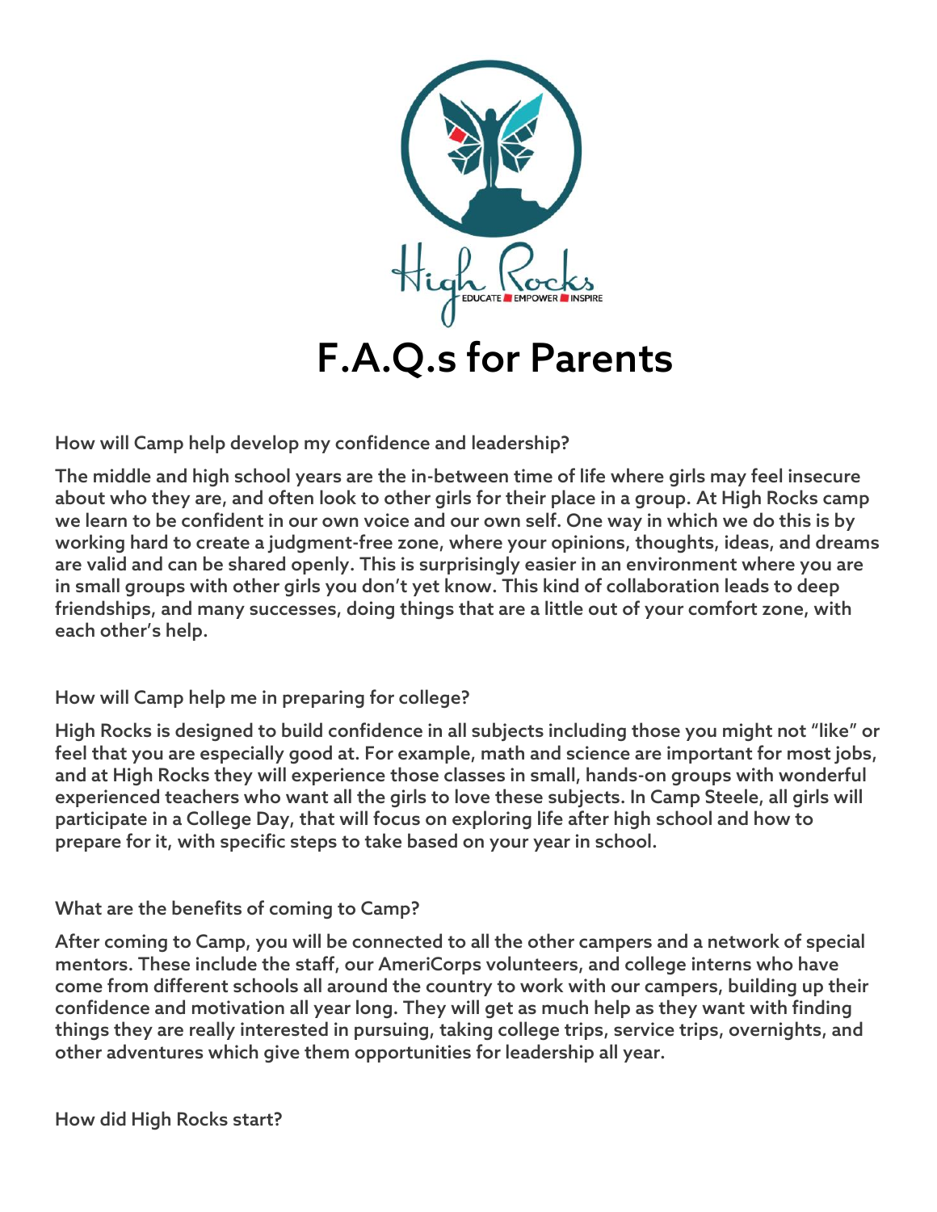High Rocks

EDUCATE ■ EMPOWER ■ INSPIRE

# F.A.Q.s for Parents

**How will Camp help develop my confidence and leadership?**

The middle and high school years are the in-between time of life where girls may feel insecure about who they are, and often look to other girls for their place in a group. At High Rocks camp we learn to be confident in our own voice and our own self. One way in which we do this is by working hard to create a judgment-free zone, where your opinions, thoughts, ideas, and dreams are valid and can be shared openly. This is surprisingly easier in an environment where you are in small groups with other girls you don't yet know. This kind of collaboration leads to deep friendships, and many successes, doing things that are a little out of your comfort zone, with each other's help.

**How will Camp help me in preparing for college?**

High Rocks is designed to build confidence in all subjects including those you might not "like" or feel that you are especially good at. For example, math and science are important for most jobs, and at High Rocks they will experience those classes in small, hands-on groups with wonderful experienced teachers who want all the girls to love these subjects. In Camp Steele, all girls will participate in a College Day, that will focus on exploring life after high school and how to prepare for it, with specific steps to take based on your year in school.

**What are the benefits of coming to Camp?**

After coming to Camp, you will be connected to all the other campers and a network of special mentors. These include the staff, our AmeriCorps volunteers, and college interns who have come from different schools all around the country to work with our campers, building up their confidence and motivation all year long. They will get as much help as they want with finding things they are really interested in pursuing, taking college trips, service trips, overnights, and other adventures which give them opportunities for leadership all year.

**How did High Rocks start?**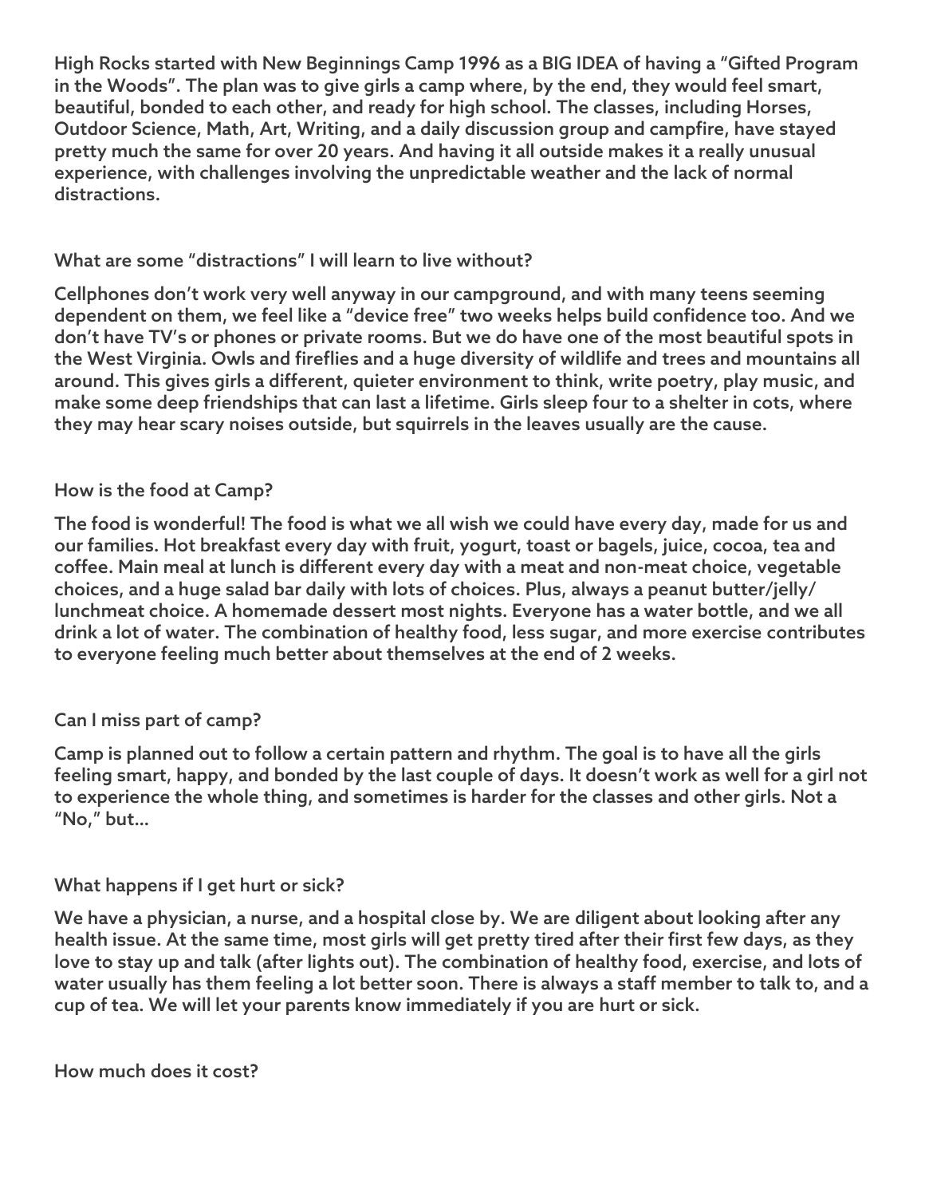High Rocks started with New Beginnings Camp 1996 as a BIG IDEA of having a "Gifted Program in the Woods". The plan was to give girls a camp where, by the end, they would feel smart, beautiful, bonded to each other, and ready for high school. The classes, including Horses, Outdoor Science, Math, Art, Writing, and a daily discussion group and campfire, have stayed pretty much the same for over 20 years. And having it all outside makes it a really unusual experience, with challenges involving the unpredictable weather and the lack of normal distractions.

## What are some "distractions" I will learn to live without?

Cellphones don't work very well anyway in our campground, and with many teens seeming dependent on them, we feel like a "device free" two weeks helps build confidence too. And we don't have TV's or phones or private rooms. But we do have one of the most beautiful spots in the West Virginia. Owls and fireflies and a huge diversity of wildlife and trees and mountains all around. This gives girls a different, quieter environment to think, write poetry, play music, and make some deep friendships that can last a lifetime. Girls sleep four to a shelter in cots, where they may hear scary noises outside, but squirrels in the leaves usually are the cause.

## How is the food at Camp?

The food is wonderful! The food is what we all wish we could have every day, made for us and our families. Hot breakfast every day with fruit, yogurt, toast or bagels, juice, cocoa, tea and coffee. Main meal at lunch is different every day with a meat and non-meat choice, vegetable choices, and a huge salad bar daily with lots of choices. Plus, always a peanut butter/jelly/lunchmeat choice. A homemade dessert most nights. Everyone has a water bottle, and we all drink a lot of water. The combination of healthy food, less sugar, and more exercise contributes to everyone feeling much better about themselves at the end of 2 weeks.

## Can I miss part of camp?

Camp is planned out to follow a certain pattern and rhythm. The goal is to have all the girls feeling smart, happy, and bonded by the last couple of days. It doesn't work as well for a girl not to experience the whole thing, and sometimes is harder for the classes and other girls. Not a "No," but...

## What happens if I get hurt or sick?

We have a physician, a nurse, and a hospital close by. We are diligent about looking after any health issue. At the same time, most girls will get pretty tired after their first few days, as they love to stay up and talk (after lights out). The combination of healthy food, exercise, and lots of water usually has them feeling a lot better soon. There is always a staff member to talk to, and a cup of tea. We will let your parents know immediately if you are hurt or sick.

## How much does it cost?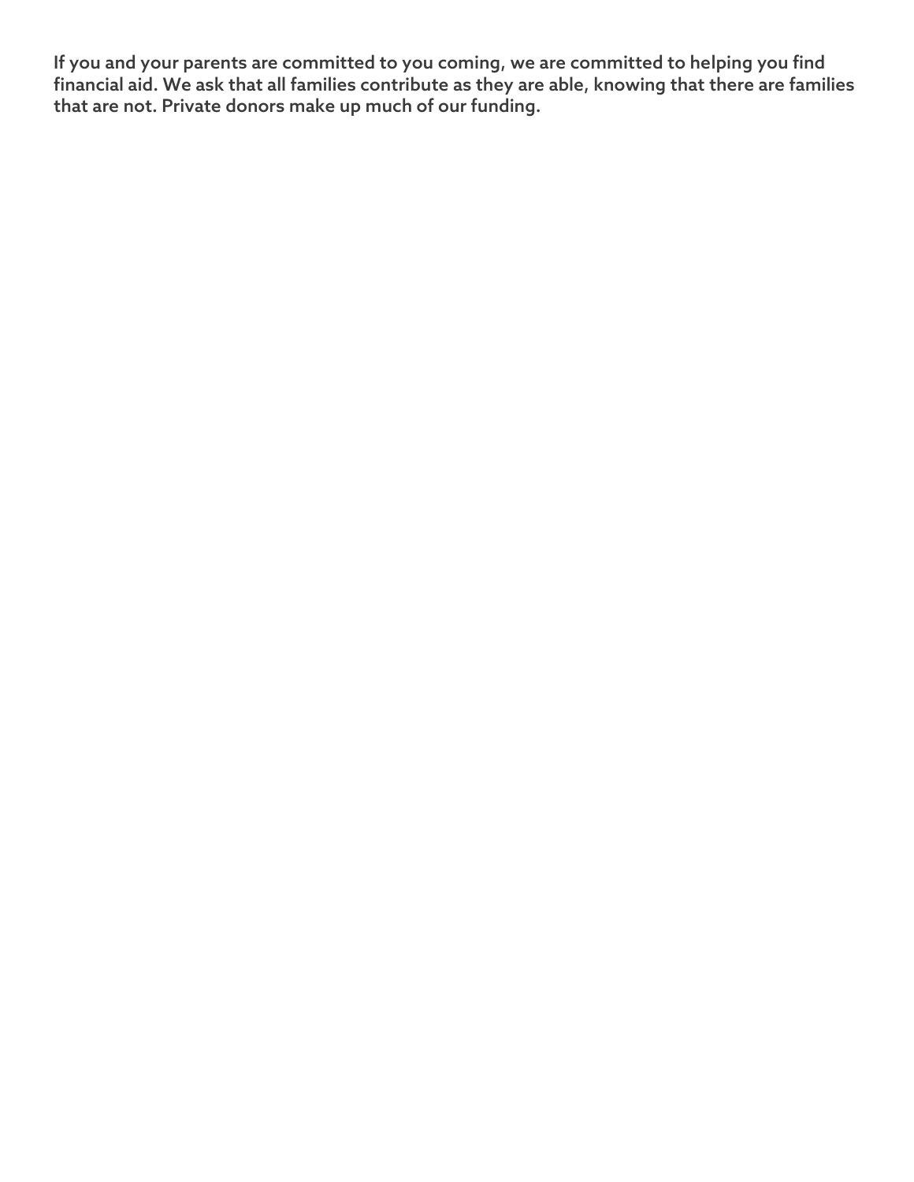**If you and your parents are committed to you coming, we are committed to helping you find financial aid. We ask that all families contribute as they are able, knowing that there are families that are not. Private donors make up much of our funding.**